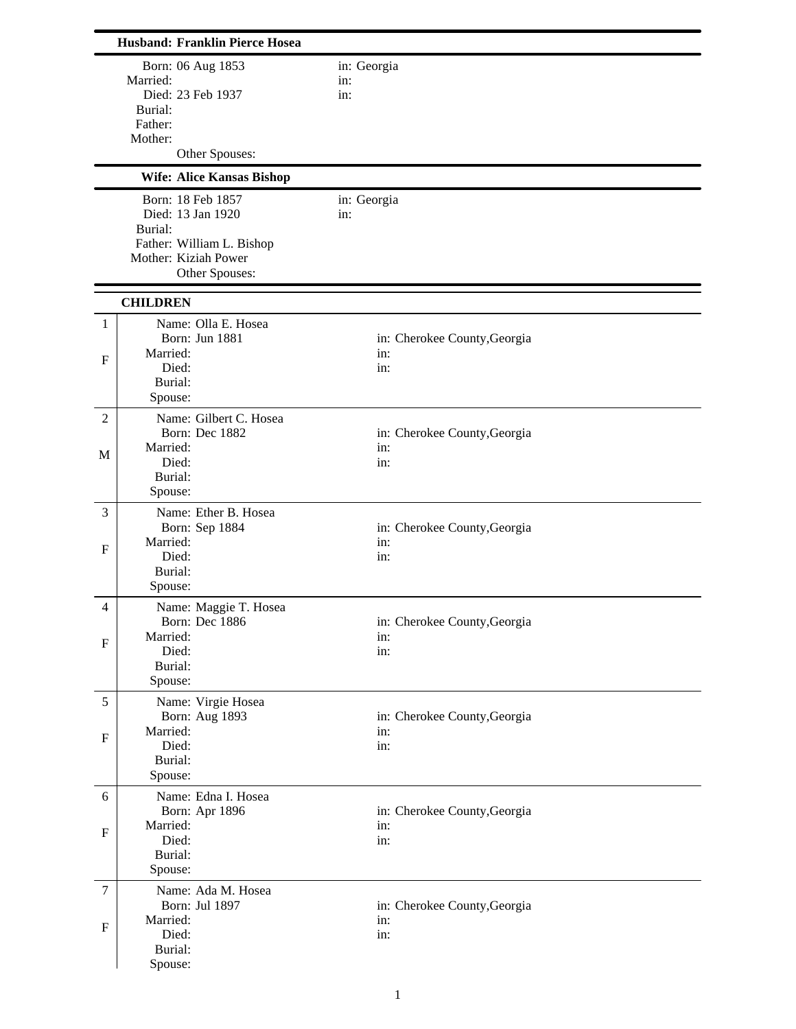## Husband: Franklin Pierce Hosea

| | | |
|---|---|---|
| Born: | 06 Aug 1853 | in: Georgia |
| Married: | | in: |
| Died: | 23 Feb 1937 | in: |
| Burial: | | |
| Father: | | |
| Mother: | | |
| Other Spouses: | | |

## Wife: Alice Kansas Bishop

| | | |
|---|---|---|
| Born: | 18 Feb 1857 | in: Georgia |
| Died: | 13 Jan 1920 | in: |
| Burial: | | |
| Father: | William L. Bishop | |
| Mother: | Kiziah Power | |
| Other Spouses: | | |

## CHILDREN

| # | Sex | | | |
|---|---|---|---|---|
| 1 | F | Name: | Olla E. Hosea | |
| | | Born: | Jun 1881 | in: Cherokee County,Georgia |
| | | Married: | | in: |
| | | Died: | | in: |
| | | Burial: | | |
| | | Spouse: | | |
| 2 | M | Name: | Gilbert C. Hosea | |
| | | Born: | Dec 1882 | in: Cherokee County,Georgia |
| | | Married: | | in: |
| | | Died: | | in: |
| | | Burial: | | |
| | | Spouse: | | |
| 3 | F | Name: | Ether B. Hosea | |
| | | Born: | Sep 1884 | in: Cherokee County,Georgia |
| | | Married: | | in: |
| | | Died: | | in: |
| | | Burial: | | |
| | | Spouse: | | |
| 4 | F | Name: | Maggie T. Hosea | |
| | | Born: | Dec 1886 | in: Cherokee County,Georgia |
| | | Married: | | in: |
| | | Died: | | in: |
| | | Burial: | | |
| | | Spouse: | | |
| 5 | F | Name: | Virgie Hosea | |
| | | Born: | Aug 1893 | in: Cherokee County,Georgia |
| | | Married: | | in: |
| | | Died: | | in: |
| | | Burial: | | |
| | | Spouse: | | |
| 6 | F | Name: | Edna I. Hosea | |
| | | Born: | Apr 1896 | in: Cherokee County,Georgia |
| | | Married: | | in: |
| | | Died: | | in: |
| | | Burial: | | |
| | | Spouse: | | |
| 7 | F | Name: | Ada M. Hosea | |
| | | Born: | Jul 1897 | in: Cherokee County,Georgia |
| | | Married: | | in: |
| | | Died: | | in: |
| | | Burial: | | |
| | | Spouse: | | |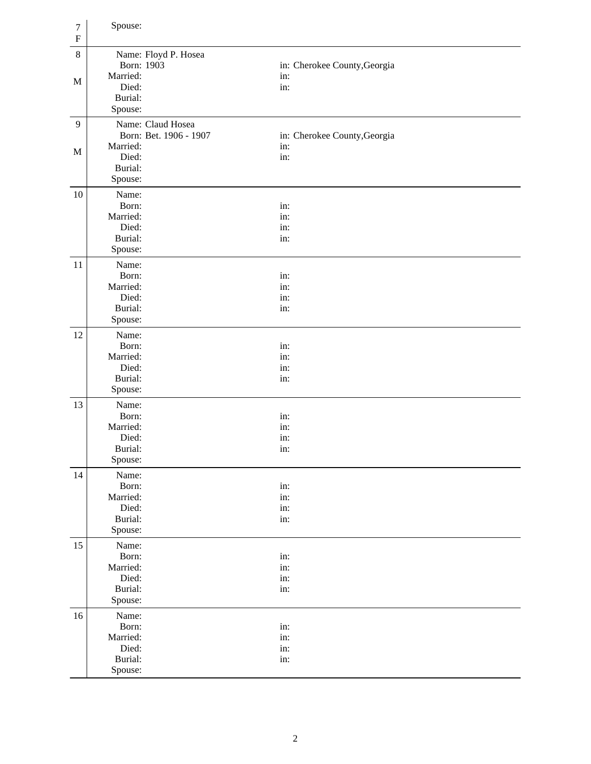| | | | |
|---|---|---|---|
| 7<br>F | Spouse: | | |
| 8<br><br>M | Name: | Floyd P. Hosea | |
| | Born: | 1903 | in: Cherokee County,Georgia |
| | Married: | | in: |
| | Died: | | in: |
| | Burial: | | |
| | Spouse: | | |
| 9<br><br>M | Name: | Claud Hosea | |
| | Born: | Bet. 1906 - 1907 | in: Cherokee County,Georgia |
| | Married: | | in: |
| | Died: | | in: |
| | Burial: | | |
| | Spouse: | | |
| 10 | Name: | | |
| | Born: | | in: |
| | Married: | | in: |
| | Died: | | in: |
| | Burial: | | in: |
| | Spouse: | | |
| 11 | Name: | | |
| | Born: | | in: |
| | Married: | | in: |
| | Died: | | in: |
| | Burial: | | in: |
| | Spouse: | | |
| 12 | Name: | | |
| | Born: | | in: |
| | Married: | | in: |
| | Died: | | in: |
| | Burial: | | in: |
| | Spouse: | | |
| 13 | Name: | | |
| | Born: | | in: |
| | Married: | | in: |
| | Died: | | in: |
| | Burial: | | in: |
| | Spouse: | | |
| 14 | Name: | | |
| | Born: | | in: |
| | Married: | | in: |
| | Died: | | in: |
| | Burial: | | in: |
| | Spouse: | | |
| 15 | Name: | | |
| | Born: | | in: |
| | Married: | | in: |
| | Died: | | in: |
| | Burial: | | in: |
| | Spouse: | | |
| 16 | Name: | | |
| | Born: | | in: |
| | Married: | | in: |
| | Died: | | in: |
| | Burial: | | in: |
| | Spouse: | | |